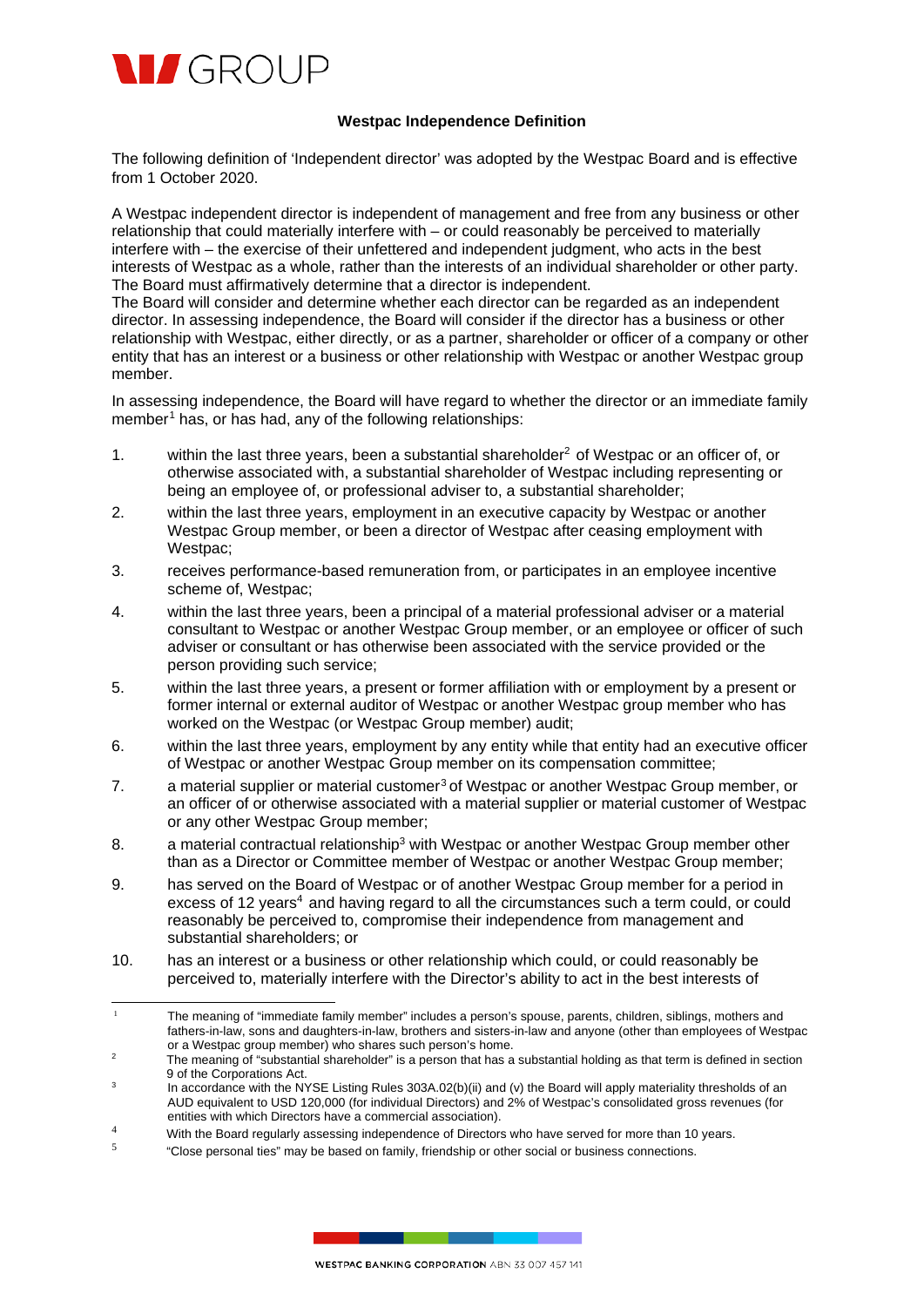### Westpac Independence Definition

The following definition of 'Independent director' was adopted by the Westpac Board and is effective from 1 October 2020.

A Westpac independent director is independent of management and free from any business or other relationship that could materially interfere with – or could reasonably be perceived to materially interfere with – the exercise of their unfettered and independent judgment, who acts in the best interests of Westpac as a whole, rather than the interests of an individual shareholder or other party. The Board must affirmatively determine that a director is independent.
The Board will consider and determine whether each director can be regarded as an independent director. In assessing independence, the Board will consider if the director has a business or other relationship with Westpac, either directly, or as a partner, shareholder or officer of a company or other entity that has an interest or a business or other relationship with Westpac or another Westpac group member.

In assessing independence, the Board will have regard to whether the director or an immediate family member[1] has, or has had, any of the following relationships:

1. within the last three years, been a substantial shareholder[2] of Westpac or an officer of, or otherwise associated with, a substantial shareholder of Westpac including representing or being an employee of, or professional adviser to, a substantial shareholder;
2. within the last three years, employment in an executive capacity by Westpac or another Westpac Group member, or been a director of Westpac after ceasing employment with Westpac;
3. receives performance-based remuneration from, or participates in an employee incentive scheme of, Westpac;
4. within the last three years, been a principal of a material professional adviser or a material consultant to Westpac or another Westpac Group member, or an employee or officer of such adviser or consultant or has otherwise been associated with the service provided or the person providing such service;
5. within the last three years, a present or former affiliation with or employment by a present or former internal or external auditor of Westpac or another Westpac group member who has worked on the Westpac (or Westpac Group member) audit;
6. within the last three years, employment by any entity while that entity had an executive officer of Westpac or another Westpac Group member on its compensation committee;
7. a material supplier or material customer[3] of Westpac or another Westpac Group member, or an officer of or otherwise associated with a material supplier or material customer of Westpac or any other Westpac Group member;
8. a material contractual relationship[3] with Westpac or another Westpac Group member other than as a Director or Committee member of Westpac or another Westpac Group member;
9. has served on the Board of Westpac or of another Westpac Group member for a period in excess of 12 years[4] and having regard to all the circumstances such a term could, or could reasonably be perceived to, compromise their independence from management and substantial shareholders; or
10. has an interest or a business or other relationship which could, or could reasonably be perceived to, materially interfere with the Director's ability to act in the best interests of

---

[1] The meaning of "immediate family member" includes a person's spouse, parents, children, siblings, mothers and fathers-in-law, sons and daughters-in-law, brothers and sisters-in-law and anyone (other than employees of Westpac or a Westpac group member) who shares such person's home.

[2] The meaning of "substantial shareholder" is a person that has a substantial holding as that term is defined in section 9 of the Corporations Act.

[3] In accordance with the NYSE Listing Rules 303A.02(b)(ii) and (v) the Board will apply materiality thresholds of an AUD equivalent to USD 120,000 (for individual Directors) and 2% of Westpac's consolidated gross revenues (for entities with which Directors have a commercial association).

[4] With the Board regularly assessing independence of Directors who have served for more than 10 years.

[5] "Close personal ties" may be based on family, friendship or other social or business connections.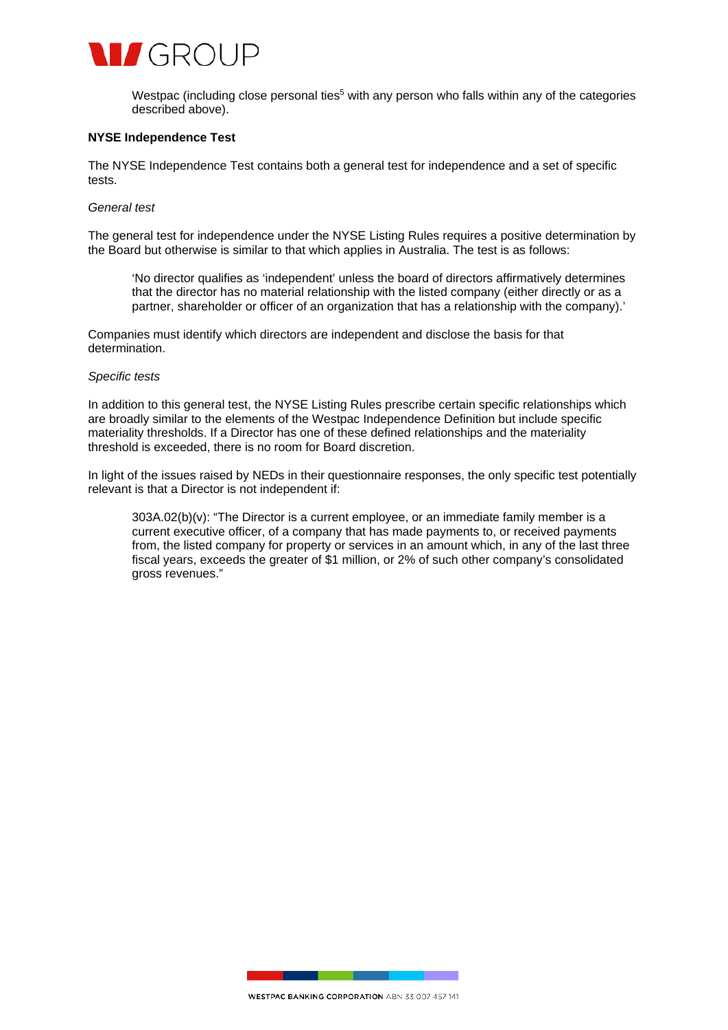Westpac (including close personal ties[5] with any person who falls within any of the categories described above).

**NYSE Independence Test**

The NYSE Independence Test contains both a general test for independence and a set of specific tests.

*General test*

The general test for independence under the NYSE Listing Rules requires a positive determination by the Board but otherwise is similar to that which applies in Australia. The test is as follows:

> 'No director qualifies as 'independent' unless the board of directors affirmatively determines that the director has no material relationship with the listed company (either directly or as a partner, shareholder or officer of an organization that has a relationship with the company).'

Companies must identify which directors are independent and disclose the basis for that determination.

*Specific tests*

In addition to this general test, the NYSE Listing Rules prescribe certain specific relationships which are broadly similar to the elements of the Westpac Independence Definition but include specific materiality thresholds. If a Director has one of these defined relationships and the materiality threshold is exceeded, there is no room for Board discretion.

In light of the issues raised by NEDs in their questionnaire responses, the only specific test potentially relevant is that a Director is not independent if:

> 303A.02(b)(v): "The Director is a current employee, or an immediate family member is a current executive officer, of a company that has made payments to, or received payments from, the listed company for property or services in an amount which, in any of the last three fiscal years, exceeds the greater of $1 million, or 2% of such other company's consolidated gross revenues."